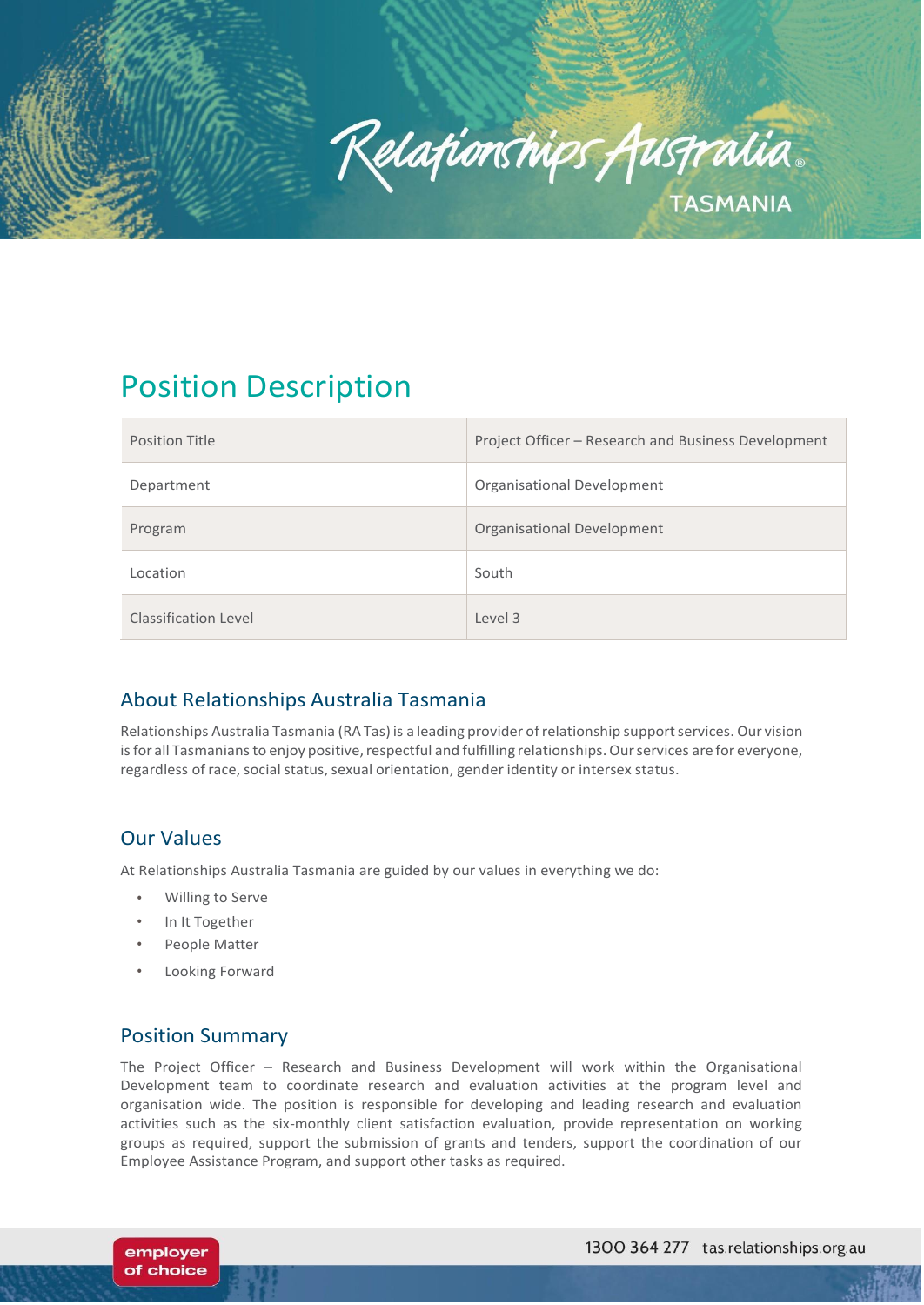# Position Description

| Position Title | Project Officer – Research and Business Development |
|---|---|
| Department | Organisational Development |
| Program | Organisational Development |
| Location | South |
| Classification Level | Level 3 |

## About Relationships Australia Tasmania

Relationships Australia Tasmania (RA Tas) is a leading provider of relationship support services. Our vision is for all Tasmanians to enjoy positive, respectful and fulfilling relationships. Our services are for everyone, regardless of race, social status, sexual orientation, gender identity or intersex status.

## Our Values

At Relationships Australia Tasmania are guided by our values in everything we do:

- Willing to Serve
- In It Together
- People Matter
- Looking Forward

## Position Summary

The Project Officer – Research and Business Development will work within the Organisational Development team to coordinate research and evaluation activities at the program level and organisation wide. The position is responsible for developing and leading research and evaluation activities such as the six-monthly client satisfaction evaluation, provide representation on working groups as required, support the submission of grants and tenders, support the coordination of our Employee Assistance Program, and support other tasks as required.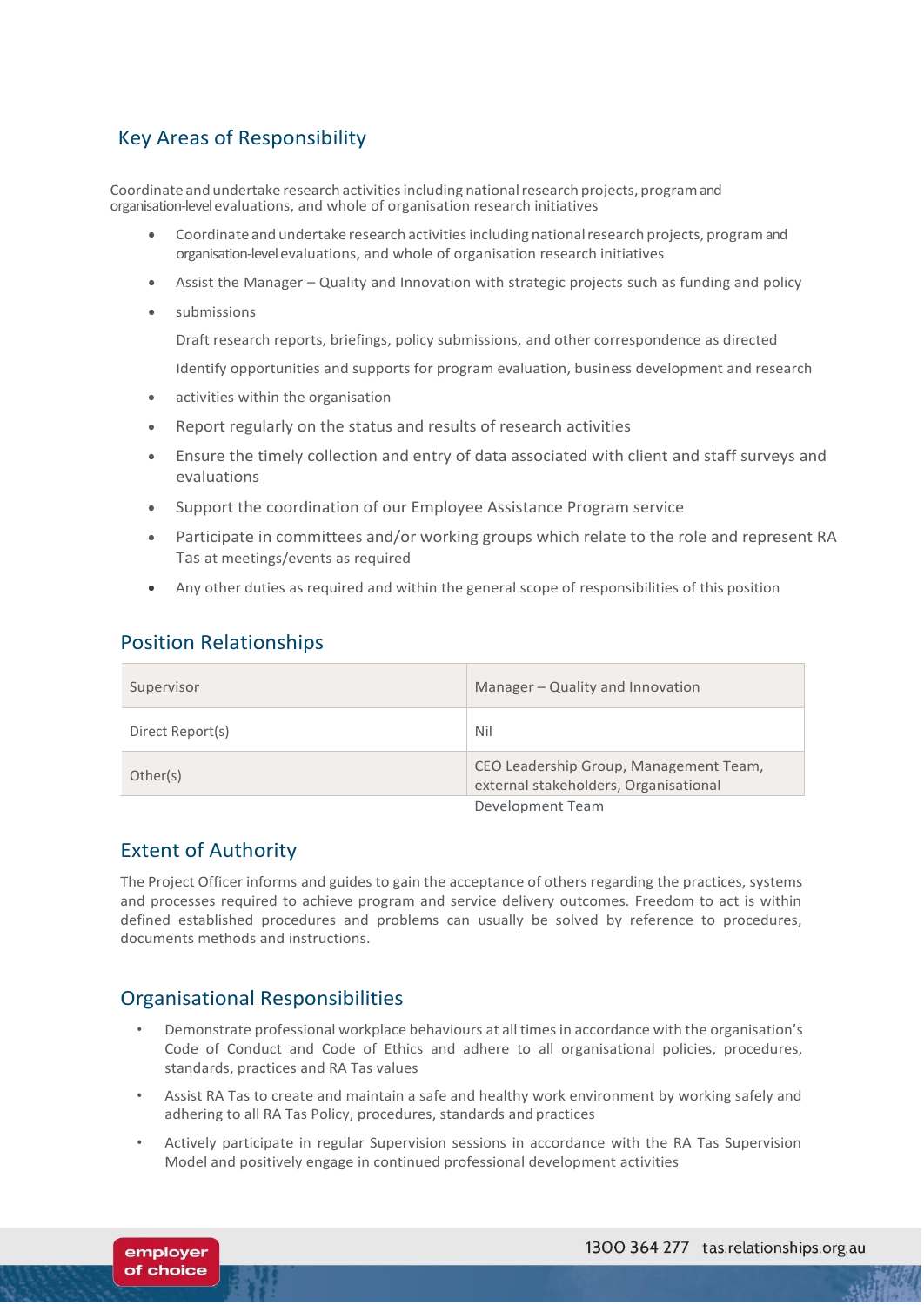## Key Areas of Responsibility

Coordinate and undertake research activities including national research projects, program and organisation-level evaluations, and whole of organisation research initiatives

- Coordinate and undertake research activities including national research projects, program and organisation-level evaluations, and whole of organisation research initiatives
- Assist the Manager – Quality and Innovation with strategic projects such as funding and policy
- submissions

  Draft research reports, briefings, policy submissions, and other correspondence as directed

  Identify opportunities and supports for program evaluation, business development and research
- activities within the organisation
- Report regularly on the status and results of research activities
- Ensure the timely collection and entry of data associated with client and staff surveys and evaluations
- Support the coordination of our Employee Assistance Program service
- Participate in committees and/or working groups which relate to the role and represent RA Tas at meetings/events as required
- Any other duties as required and within the general scope of responsibilities of this position

## Position Relationships

| | |
|---|---|
| Supervisor | Manager – Quality and Innovation |
| Direct Report(s) | Nil |
| Other(s) | CEO Leadership Group, Management Team, external stakeholders, Organisational Development Team |

## Extent of Authority

The Project Officer informs and guides to gain the acceptance of others regarding the practices, systems and processes required to achieve program and service delivery outcomes. Freedom to act is within defined established procedures and problems can usually be solved by reference to procedures, documents methods and instructions.

## Organisational Responsibilities

- Demonstrate professional workplace behaviours at all times in accordance with the organisation's Code of Conduct and Code of Ethics and adhere to all organisational policies, procedures, standards, practices and RA Tas values
- Assist RA Tas to create and maintain a safe and healthy work environment by working safely and adhering to all RA Tas Policy, procedures, standards and practices
- Actively participate in regular Supervision sessions in accordance with the RA Tas Supervision Model and positively engage in continued professional development activities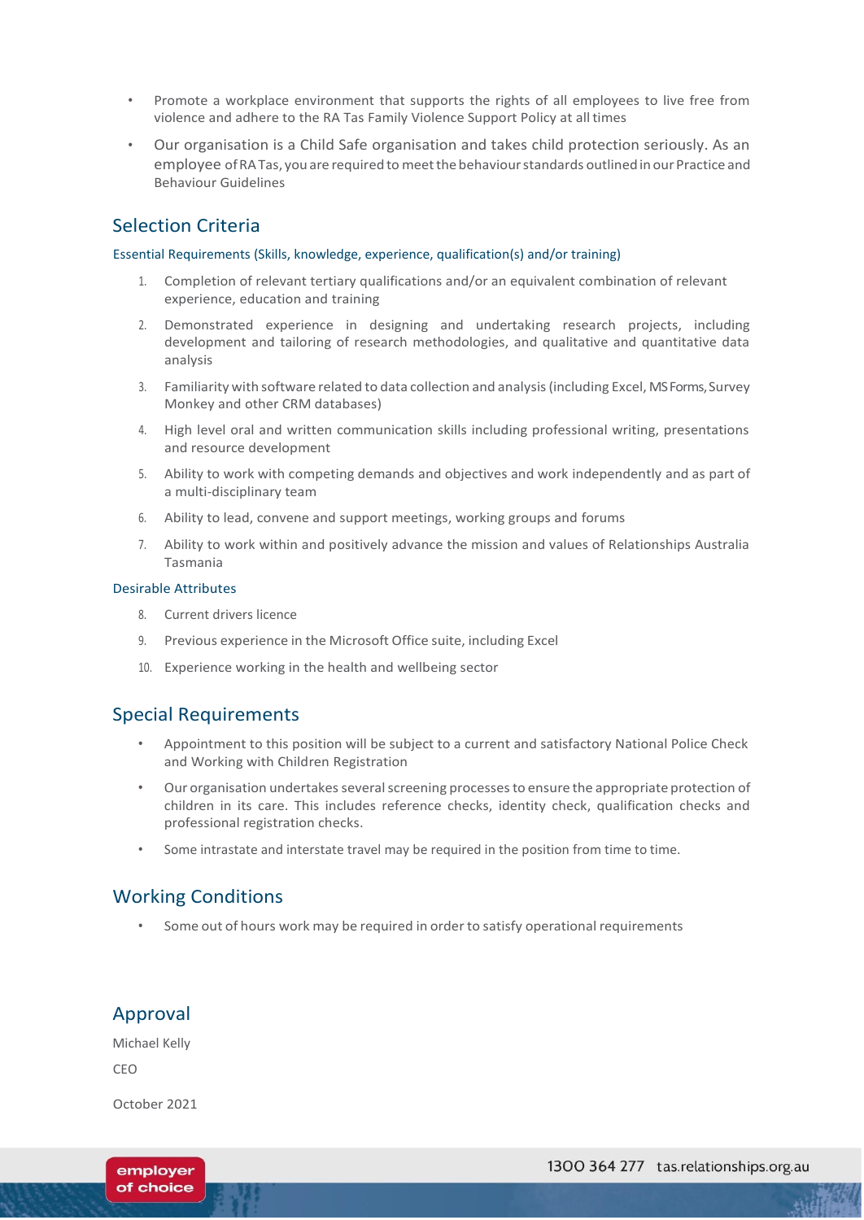- Promote a workplace environment that supports the rights of all employees to live free from violence and adhere to the RA Tas Family Violence Support Policy at all times
- Our organisation is a Child Safe organisation and takes child protection seriously. As an employee of RA Tas, you are required to meet the behaviour standards outlined in our Practice and Behaviour Guidelines

## Selection Criteria

### Essential Requirements (Skills, knowledge, experience, qualification(s) and/or training)

1. Completion of relevant tertiary qualifications and/or an equivalent combination of relevant experience, education and training
2. Demonstrated experience in designing and undertaking research projects, including development and tailoring of research methodologies, and qualitative and quantitative data analysis
3. Familiarity with software related to data collection and analysis (including Excel, MS Forms, Survey Monkey and other CRM databases)
4. High level oral and written communication skills including professional writing, presentations and resource development
5. Ability to work with competing demands and objectives and work independently and as part of a multi-disciplinary team
6. Ability to lead, convene and support meetings, working groups and forums
7. Ability to work within and positively advance the mission and values of Relationships Australia Tasmania

### Desirable Attributes

8. Current drivers licence
9. Previous experience in the Microsoft Office suite, including Excel
10. Experience working in the health and wellbeing sector

## Special Requirements

- Appointment to this position will be subject to a current and satisfactory National Police Check and Working with Children Registration
- Our organisation undertakes several screening processes to ensure the appropriate protection of children in its care. This includes reference checks, identity check, qualification checks and professional registration checks.
- Some intrastate and interstate travel may be required in the position from time to time.

## Working Conditions

- Some out of hours work may be required in order to satisfy operational requirements

## Approval

Michael Kelly

CEO

October 2021